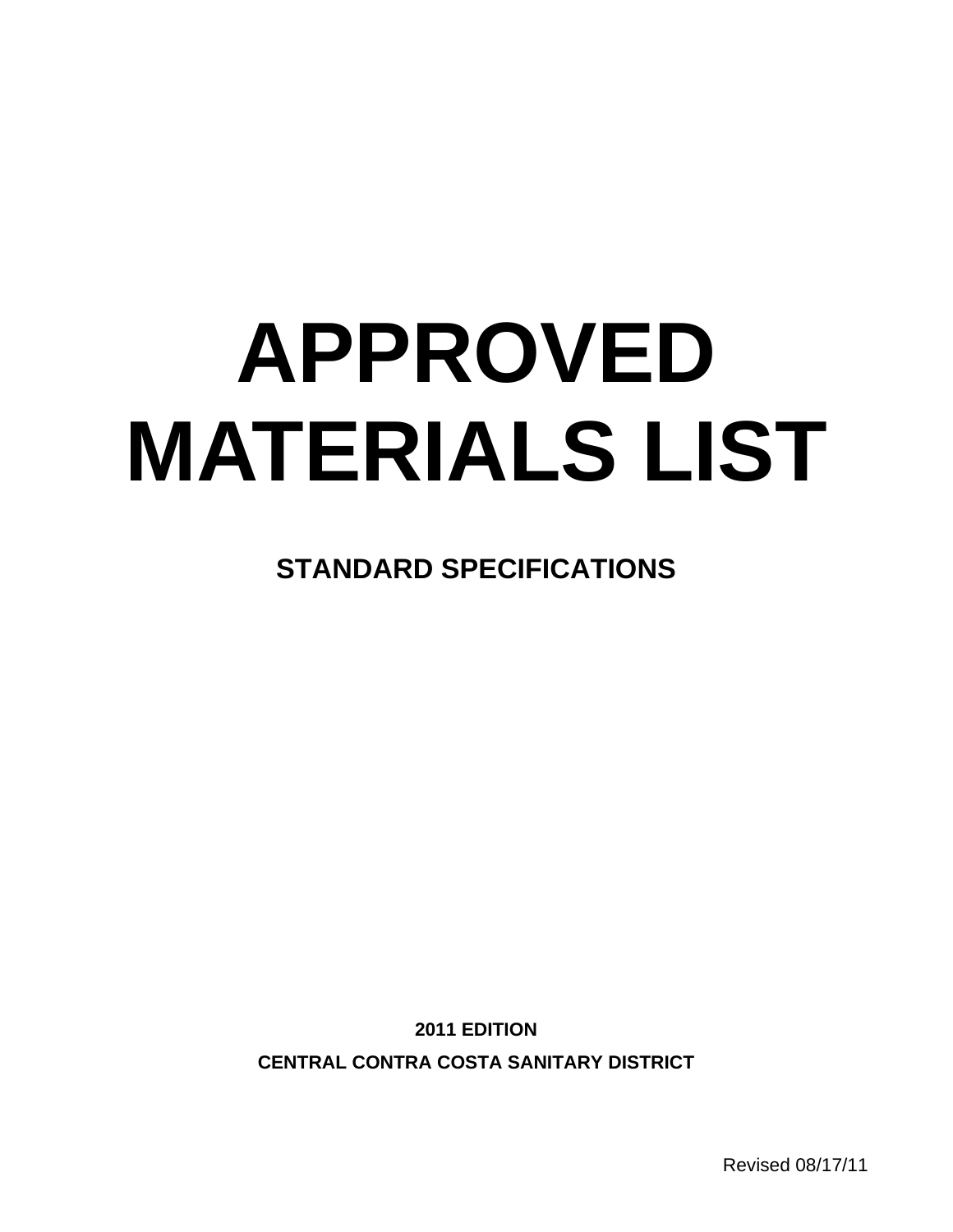# APPROVED MATERIALS LIST

## STANDARD SPECIFICATIONS

**2011 EDITION**

**CENTRAL CONTRA COSTA SANITARY DISTRICT**

Revised 08/17/11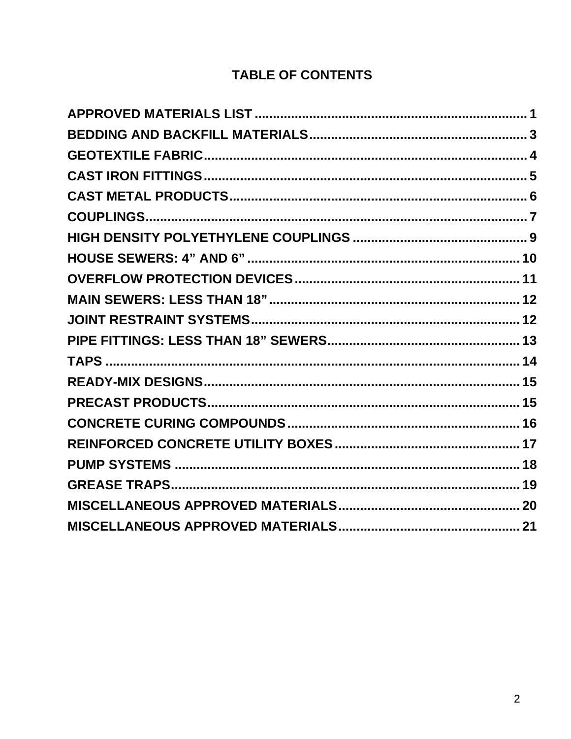# TABLE OF CONTENTS

- **APPROVED MATERIALS LIST** .......... 1
- **BEDDING AND BACKFILL MATERIALS** .......... 3
- **GEOTEXTILE FABRIC** .......... 4
- **CAST IRON FITTINGS** .......... 5
- **CAST METAL PRODUCTS** .......... 6
- **COUPLINGS** .......... 7
- **HIGH DENSITY POLYETHYLENE COUPLINGS** .......... 9
- **HOUSE SEWERS: 4” AND 6”** .......... 10
- **OVERFLOW PROTECTION DEVICES** .......... 11
- **MAIN SEWERS: LESS THAN 18”** .......... 12
- **JOINT RESTRAINT SYSTEMS** .......... 12
- **PIPE FITTINGS: LESS THAN 18” SEWERS** .......... 13
- **TAPS** .......... 14
- **READY-MIX DESIGNS** .......... 15
- **PRECAST PRODUCTS** .......... 15
- **CONCRETE CURING COMPOUNDS** .......... 16
- **REINFORCED CONCRETE UTILITY BOXES** .......... 17
- **PUMP SYSTEMS** .......... 18
- **GREASE TRAPS** .......... 19
- **MISCELLANEOUS APPROVED MATERIALS** .......... 20
- **MISCELLANEOUS APPROVED MATERIALS** .......... 21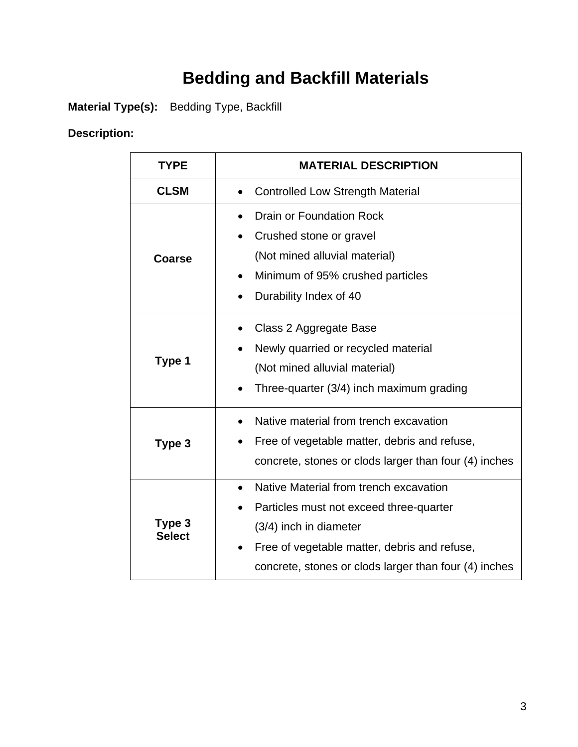# Bedding and Backfill Materials

**Material Type(s):** Bedding Type, Backfill

**Description:**

| TYPE | MATERIAL DESCRIPTION |
|---|---|
| **CLSM** | • Controlled Low Strength Material |
| **Coarse** | • Drain or Foundation Rock<br>• Crushed stone or gravel (Not mined alluvial material)<br>• Minimum of 95% crushed particles<br>• Durability Index of 40 |
| **Type 1** | • Class 2 Aggregate Base<br>• Newly quarried or recycled material (Not mined alluvial material)<br>• Three-quarter (3/4) inch maximum grading |
| **Type 3** | • Native material from trench excavation<br>• Free of vegetable matter, debris and refuse, concrete, stones or clods larger than four (4) inches |
| **Type 3 Select** | • Native Material from trench excavation<br>• Particles must not exceed three-quarter (3/4) inch in diameter<br>• Free of vegetable matter, debris and refuse, concrete, stones or clods larger than four (4) inches |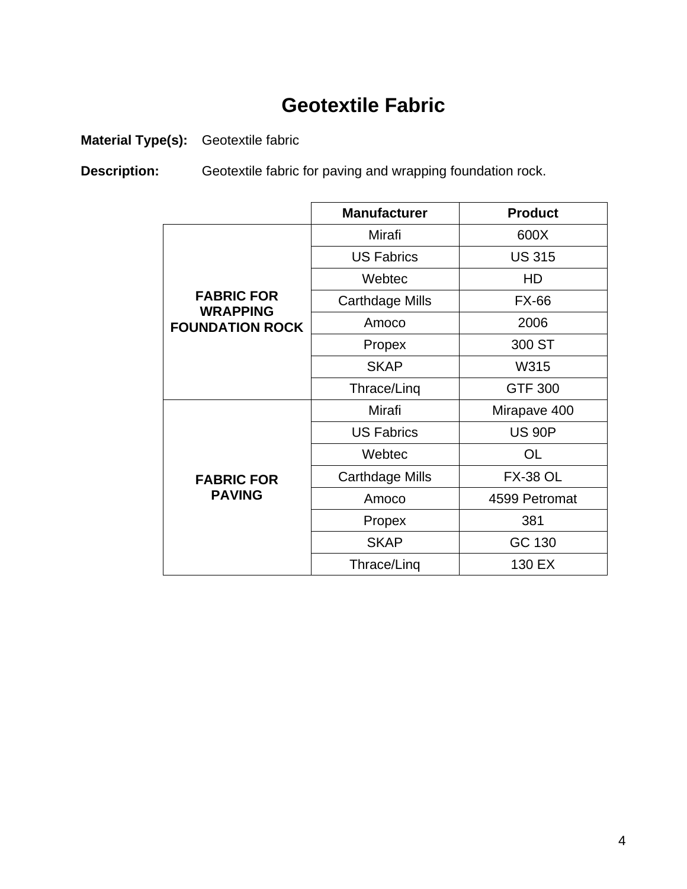# Geotextile Fabric

**Material Type(s):** Geotextile fabric

**Description:** Geotextile fabric for paving and wrapping foundation rock.

| | Manufacturer | Product |
|---|---|---|
| **FABRIC FOR WRAPPING FOUNDATION ROCK** | Mirafi | 600X |
| | US Fabrics | US 315 |
| | Webtec | HD |
| | Carthdage Mills | FX-66 |
| | Amoco | 2006 |
| | Propex | 300 ST |
| | SKAP | W315 |
| | Thrace/Linq | GTF 300 |
| **FABRIC FOR PAVING** | Mirafi | Mirapave 400 |
| | US Fabrics | US 90P |
| | Webtec | OL |
| | Carthdage Mills | FX-38 OL |
| | Amoco | 4599 Petromat |
| | Propex | 381 |
| | SKAP | GC 130 |
| | Thrace/Linq | 130 EX |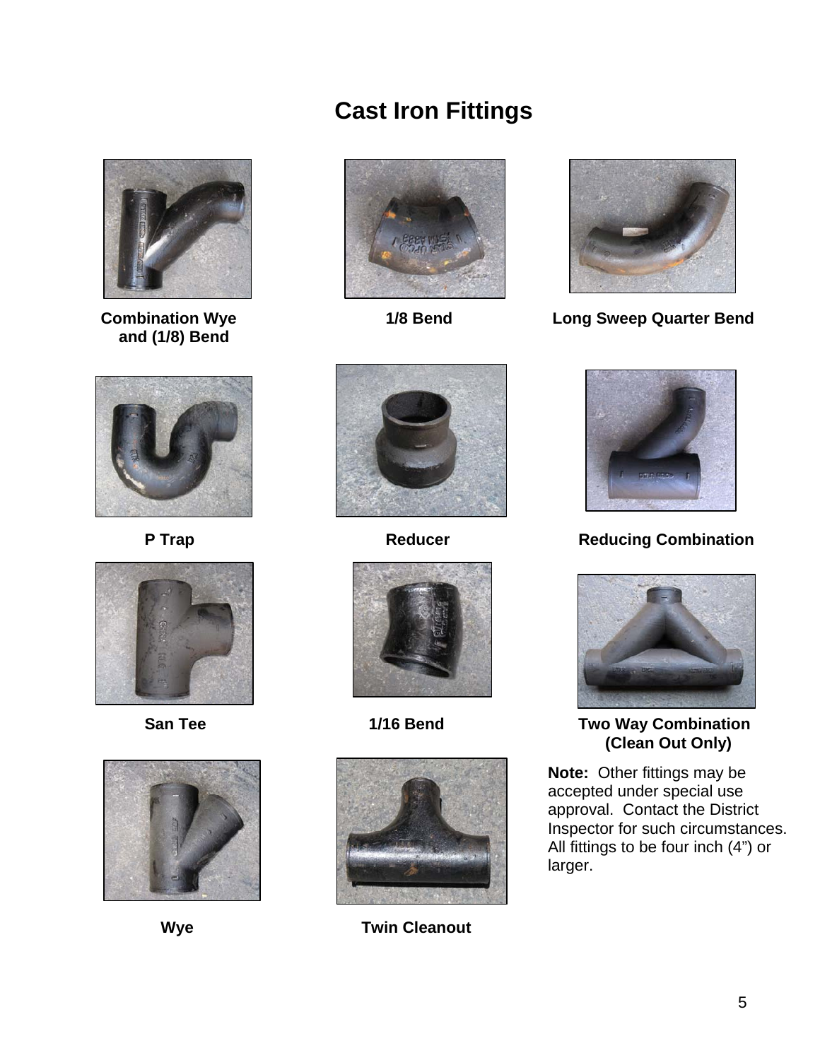# Cast Iron Fittings

**Combination Wye and (1/8) Bend**

**1/8 Bend**

**Long Sweep Quarter Bend**

**P Trap**

**Reducer**

**Reducing Combination**

**San Tee**

**1/16 Bend**

**Two Way Combination (Clean Out Only)**

**Note:** Other fittings may be accepted under special use approval. Contact the District Inspector for such circumstances. All fittings to be four inch (4") or larger.

**Wye**

**Twin Cleanout**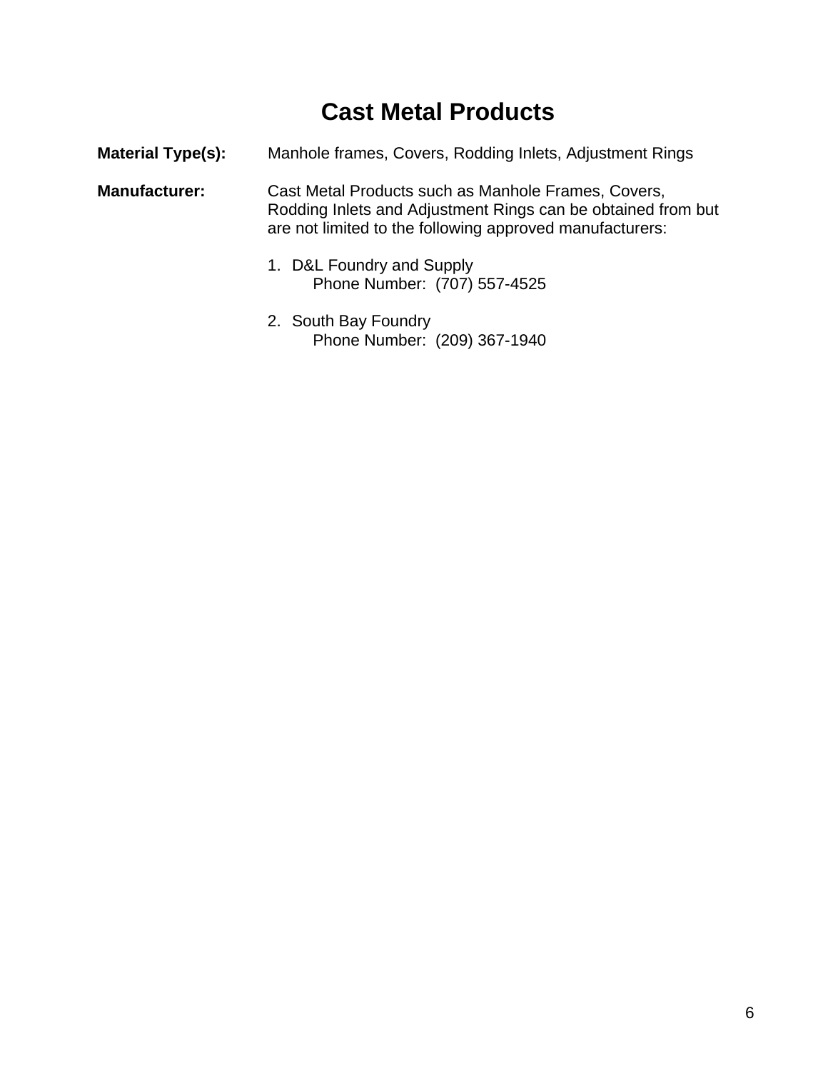# Cast Metal Products

**Material Type(s):** Manhole frames, Covers, Rodding Inlets, Adjustment Rings

**Manufacturer:** Cast Metal Products such as Manhole Frames, Covers, Rodding Inlets and Adjustment Rings can be obtained from but are not limited to the following approved manufacturers:

1. D&L Foundry and Supply
   Phone Number: (707) 557-4525

2. South Bay Foundry
   Phone Number: (209) 367-1940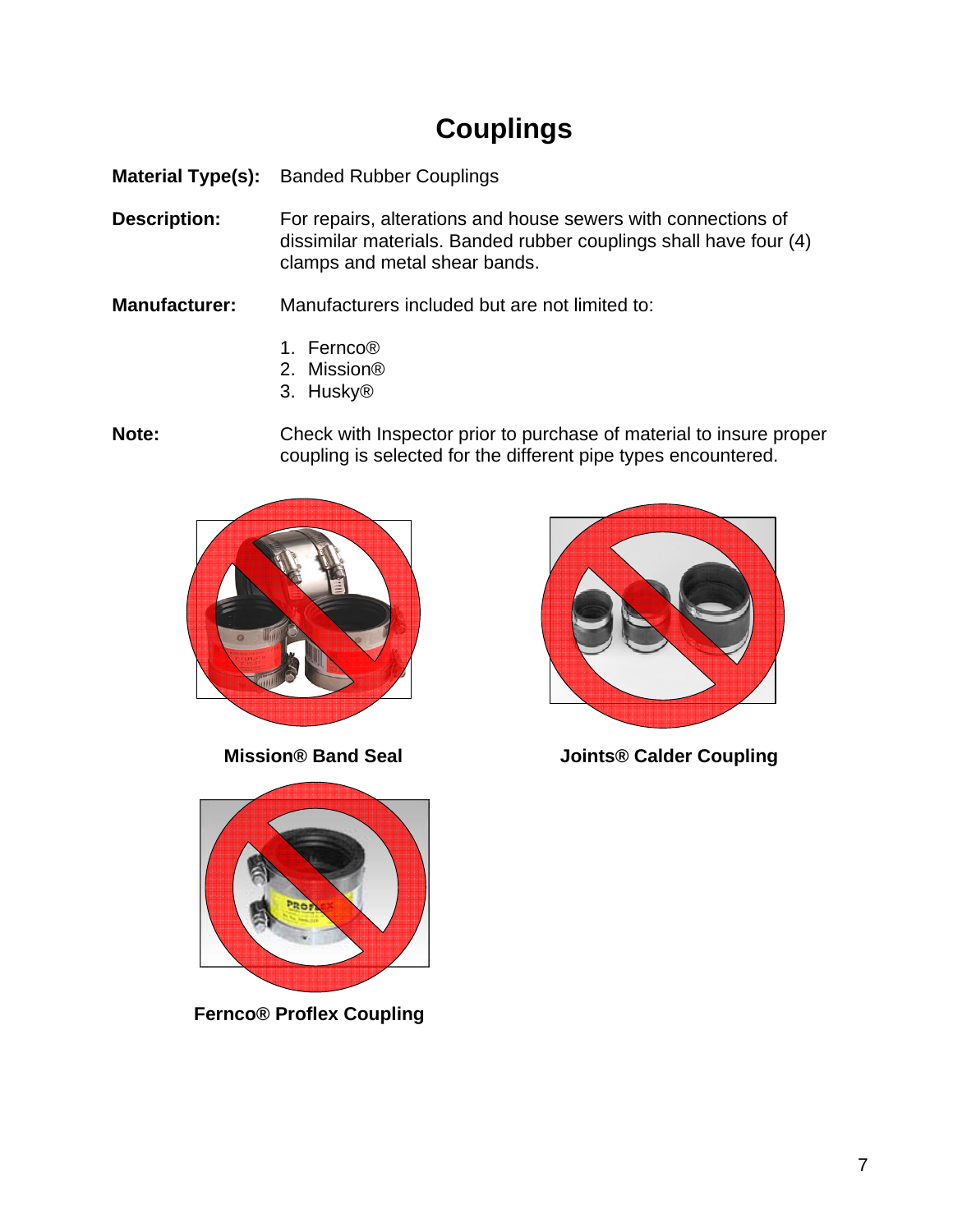# Couplings

**Material Type(s):** Banded Rubber Couplings

**Description:** For repairs, alterations and house sewers with connections of dissimilar materials. Banded rubber couplings shall have four (4) clamps and metal shear bands.

**Manufacturer:** Manufacturers included but are not limited to:

1. Fernco®
2. Mission®
3. Husky®

**Note:** Check with Inspector prior to purchase of material to insure proper coupling is selected for the different pipe types encountered.

**Mission® Band Seal**

**Joints® Calder Coupling**

**Fernco® Proflex Coupling**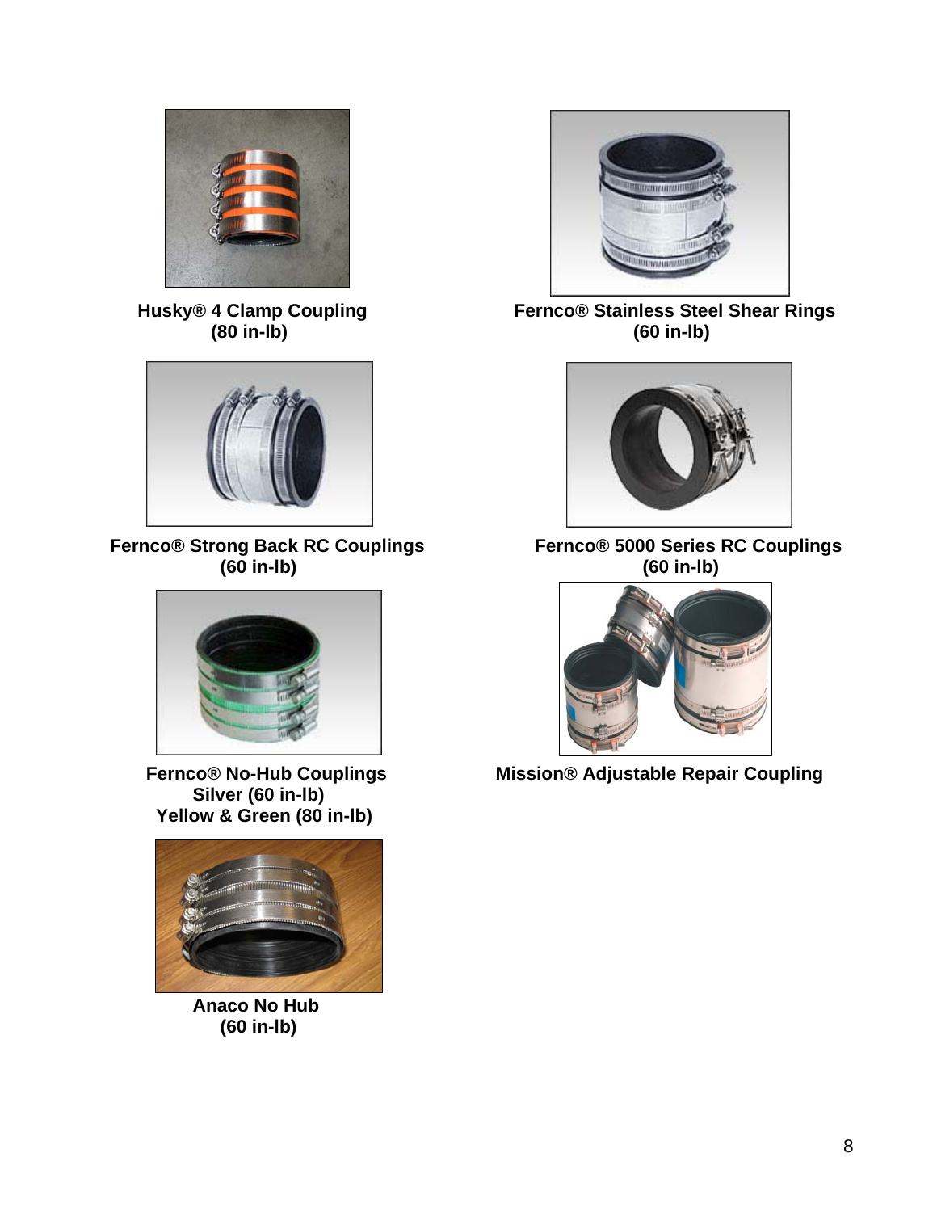**Husky® 4 Clamp Coupling**
**(80 in-lb)**

**Fernco® Stainless Steel Shear Rings**
**(60 in-lb)**

**Fernco® Strong Back RC Couplings**
**(60 in-lb)**

**Fernco® 5000 Series RC Couplings**
**(60 in-lb)**

**Fernco® No-Hub Couplings**
**Silver (60 in-lb)**
**Yellow & Green (80 in-lb)**

**Mission® Adjustable Repair Coupling**

**Anaco No Hub**
**(60 in-lb)**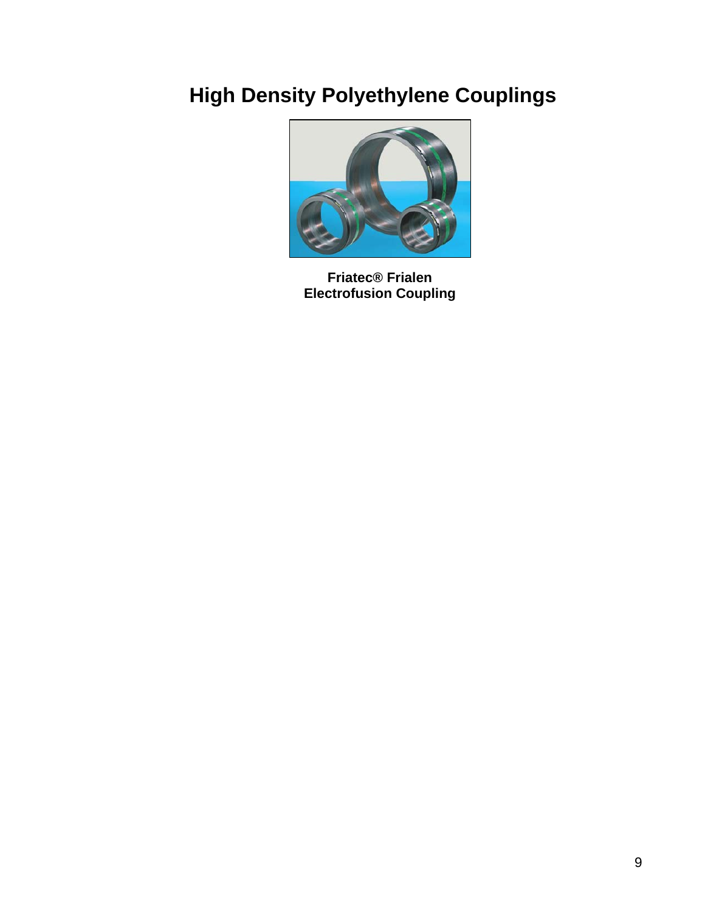# High Density Polyethylene Couplings

**Friatec® Frialen**
**Electrofusion Coupling**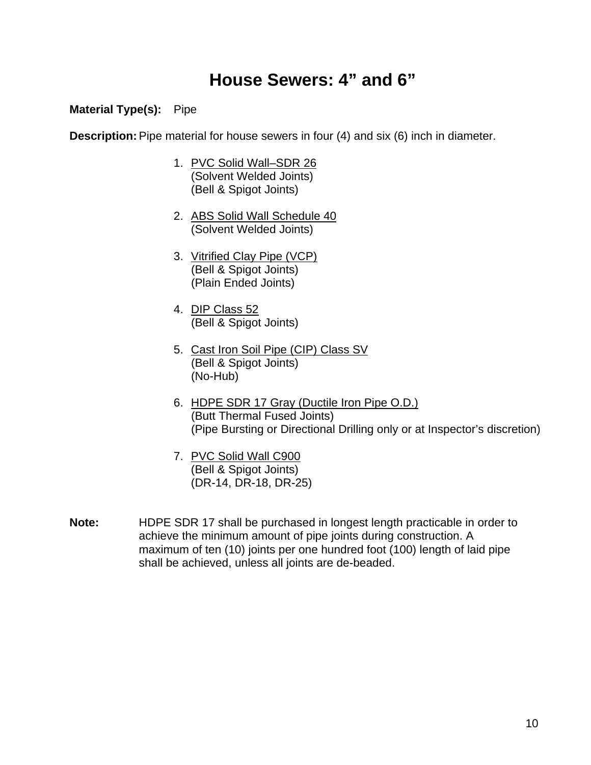# House Sewers: 4” and 6”

**Material Type(s):** Pipe

**Description:** Pipe material for house sewers in four (4) and six (6) inch in diameter.

1. PVC Solid Wall–SDR 26
   (Solvent Welded Joints)
   (Bell & Spigot Joints)

2. ABS Solid Wall Schedule 40
   (Solvent Welded Joints)

3. Vitrified Clay Pipe (VCP)
   (Bell & Spigot Joints)
   (Plain Ended Joints)

4. DIP Class 52
   (Bell & Spigot Joints)

5. Cast Iron Soil Pipe (CIP) Class SV
   (Bell & Spigot Joints)
   (No-Hub)

6. HDPE SDR 17 Gray (Ductile Iron Pipe O.D.)
   (Butt Thermal Fused Joints)
   (Pipe Bursting or Directional Drilling only or at Inspector’s discretion)

7. PVC Solid Wall C900
   (Bell & Spigot Joints)
   (DR-14, DR-18, DR-25)

**Note:** HDPE SDR 17 shall be purchased in longest length practicable in order to achieve the minimum amount of pipe joints during construction. A maximum of ten (10) joints per one hundred foot (100) length of laid pipe shall be achieved, unless all joints are de-beaded.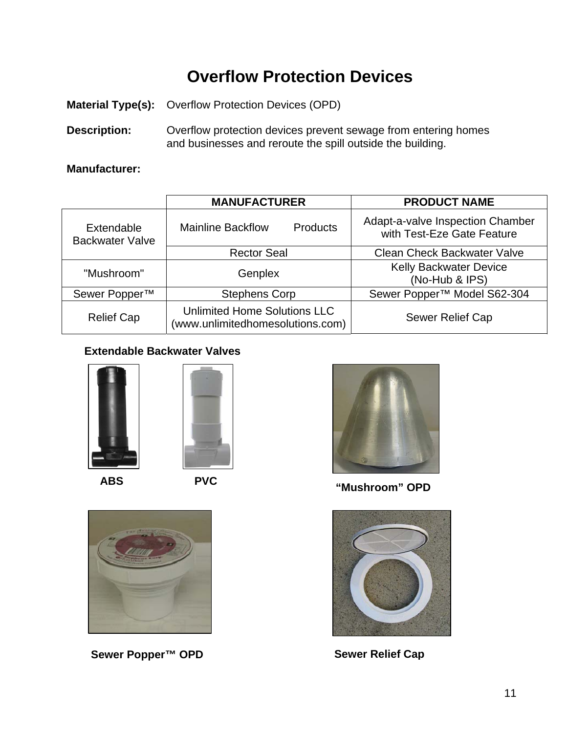# Overflow Protection Devices

**Material Type(s):** Overflow Protection Devices (OPD)

**Description:** Overflow protection devices prevent sewage from entering homes and businesses and reroute the spill outside the building.

**Manufacturer:**

| | MANUFACTURER | PRODUCT NAME |
|---|---|---|
| Extendable Backwater Valve | Mainline Backflow Products | Adapt-a-valve Inspection Chamber with Test-Eze Gate Feature |
| | Rector Seal | Clean Check Backwater Valve |
| "Mushroom" | Genplex | Kelly Backwater Device (No-Hub & IPS) |
| Sewer Popper™ | Stephens Corp | Sewer Popper™ Model S62-304 |
| Relief Cap | Unlimited Home Solutions LLC (www.unlimitedhomesolutions.com) | Sewer Relief Cap |

**Extendable Backwater Valves**

**ABS** **PVC**

**"Mushroom" OPD**

**Sewer Popper™ OPD**

**Sewer Relief Cap**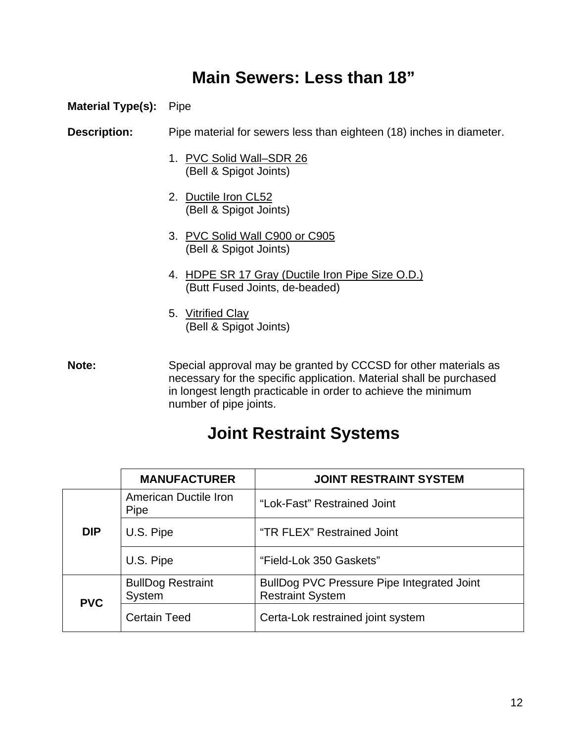# Main Sewers: Less than 18”

**Material Type(s):** Pipe

**Description:** Pipe material for sewers less than eighteen (18) inches in diameter.

1. <u>PVC Solid Wall–SDR 26</u>
   (Bell & Spigot Joints)

2. <u>Ductile Iron CL52</u>
   (Bell & Spigot Joints)

3. <u>PVC Solid Wall C900 or C905</u>
   (Bell & Spigot Joints)

4. <u>HDPE SR 17 Gray (Ductile Iron Pipe Size O.D.)</u>
   (Butt Fused Joints, de-beaded)

5. <u>Vitrified Clay</u>
   (Bell & Spigot Joints)

**Note:** Special approval may be granted by CCCSD for other materials as necessary for the specific application. Material shall be purchased in longest length practicable in order to achieve the minimum number of pipe joints.

# Joint Restraint Systems

| | MANUFACTURER | JOINT RESTRAINT SYSTEM |
|---|---|---|
| **DIP** | American Ductile Iron Pipe | “Lok-Fast” Restrained Joint |
| | U.S. Pipe | “TR FLEX” Restrained Joint |
| | U.S. Pipe | “Field-Lok 350 Gaskets” |
| **PVC** | BullDog Restraint System | BullDog PVC Pressure Pipe Integrated Joint Restraint System |
| | Certain Teed | Certa-Lok restrained joint system |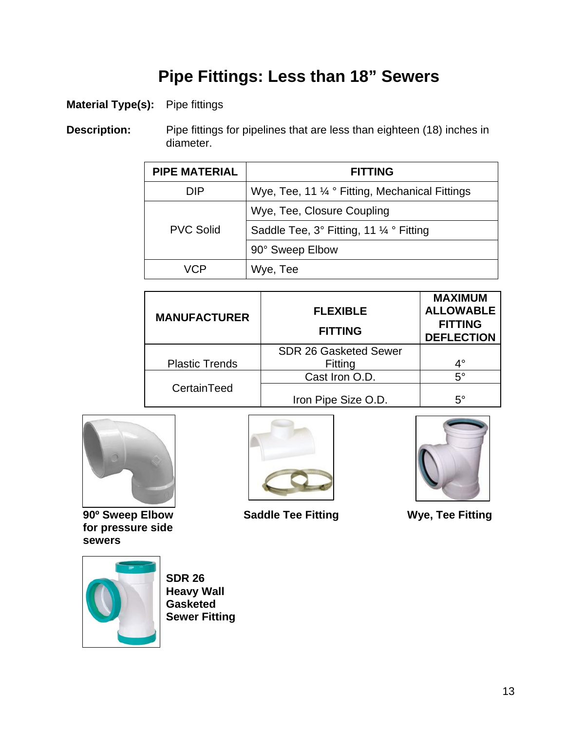# Pipe Fittings: Less than 18" Sewers

**Material Type(s):** Pipe fittings

**Description:** Pipe fittings for pipelines that are less than eighteen (18) inches in diameter.

| PIPE MATERIAL | FITTING |
|---|---|
| DIP | Wye, Tee, 11 ¼ ° Fitting, Mechanical Fittings |
| PVC Solid | Wye, Tee, Closure Coupling |
| | Saddle Tee, 3° Fitting, 11 ¼ ° Fitting |
| | 90° Sweep Elbow |
| VCP | Wye, Tee |

| MANUFACTURER | FLEXIBLE FITTING | MAXIMUM ALLOWABLE FITTING DEFLECTION |
|---|---|---|
| Plastic Trends | SDR 26 Gasketed Sewer Fitting | 4° |
| CertainTeed | Cast Iron O.D. | 5° |
| | Iron Pipe Size O.D. | 5° |

**90º Sweep Elbow for pressure side sewers**

**Saddle Tee Fitting**

**Wye, Tee Fitting**

**SDR 26 Heavy Wall Gasketed Sewer Fitting**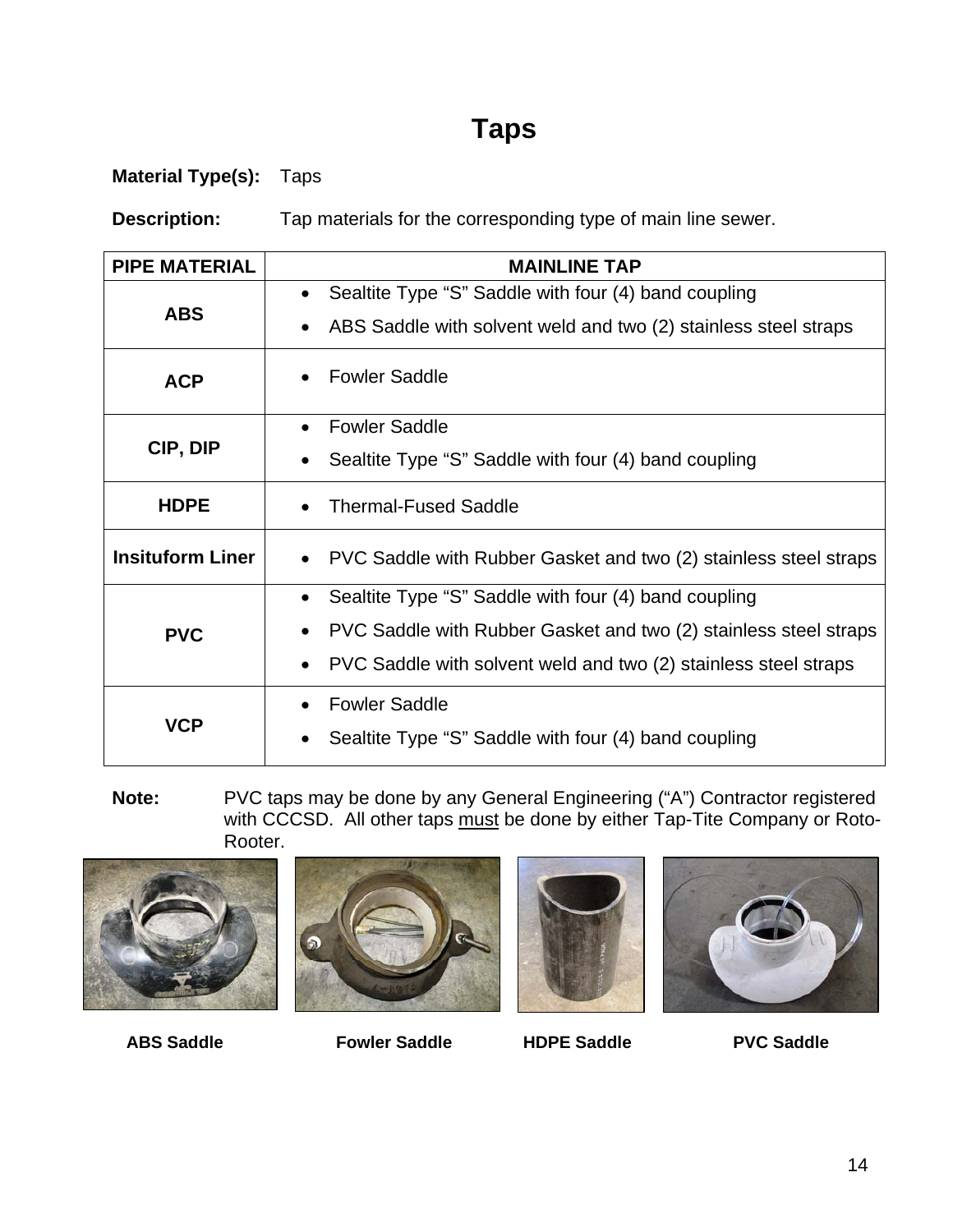# Taps

**Material Type(s):** Taps

**Description:** Tap materials for the corresponding type of main line sewer.

| PIPE MATERIAL | MAINLINE TAP |
|---|---|
| **ABS** | • Sealtite Type "S" Saddle with four (4) band coupling<br>• ABS Saddle with solvent weld and two (2) stainless steel straps |
| **ACP** | • Fowler Saddle |
| **CIP, DIP** | • Fowler Saddle<br>• Sealtite Type "S" Saddle with four (4) band coupling |
| **HDPE** | • Thermal-Fused Saddle |
| **Insituform Liner** | • PVC Saddle with Rubber Gasket and two (2) stainless steel straps |
| **PVC** | • Sealtite Type "S" Saddle with four (4) band coupling<br>• PVC Saddle with Rubber Gasket and two (2) stainless steel straps<br>• PVC Saddle with solvent weld and two (2) stainless steel straps |
| **VCP** | • Fowler Saddle<br>• Sealtite Type "S" Saddle with four (4) band coupling |

**Note:** PVC taps may be done by any General Engineering ("A") Contractor registered with CCCSD. All other taps must be done by either Tap-Tite Company or Roto-Rooter.

**ABS Saddle** **Fowler Saddle** **HDPE Saddle** **PVC Saddle**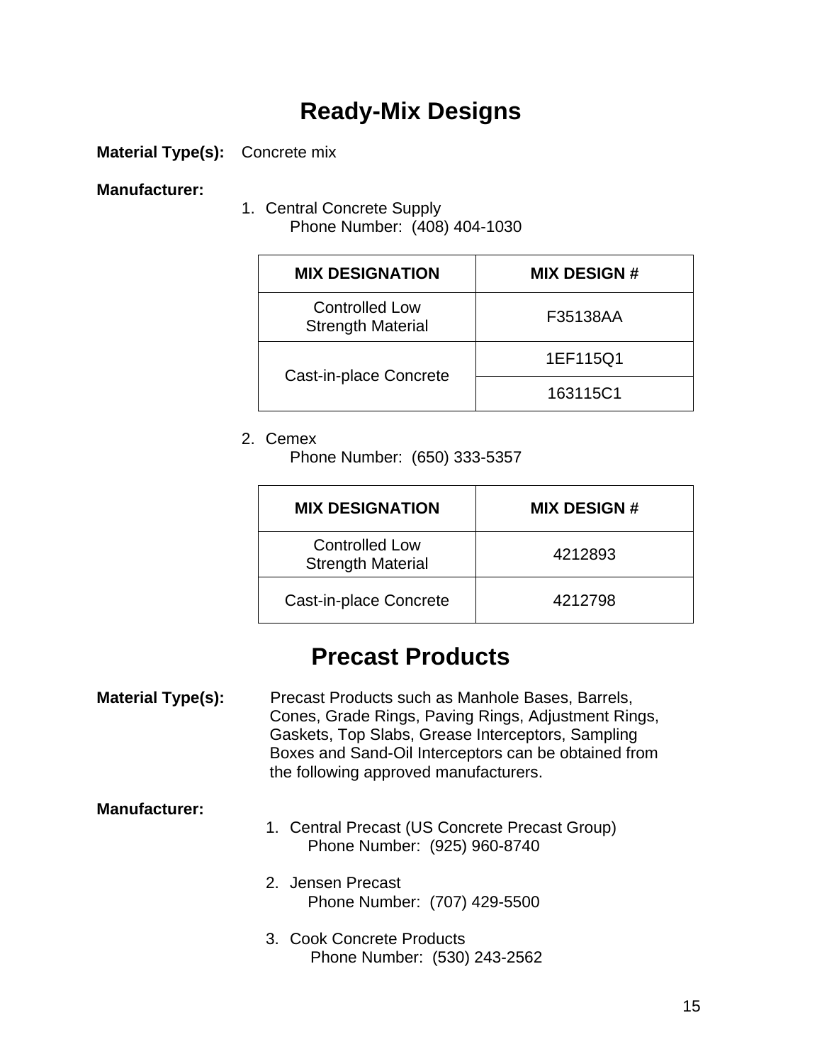# Ready-Mix Designs

**Material Type(s):** Concrete mix

**Manufacturer:**

1. Central Concrete Supply
   Phone Number: (408) 404-1030

| MIX DESIGNATION | MIX DESIGN # |
|---|---|
| Controlled Low Strength Material | F35138AA |
| Cast-in-place Concrete | 1EF115Q1 |
| | 163115C1 |

2. Cemex
   Phone Number: (650) 333-5357

| MIX DESIGNATION | MIX DESIGN # |
|---|---|
| Controlled Low Strength Material | 4212893 |
| Cast-in-place Concrete | 4212798 |

# Precast Products

**Material Type(s):** Precast Products such as Manhole Bases, Barrels, Cones, Grade Rings, Paving Rings, Adjustment Rings, Gaskets, Top Slabs, Grease Interceptors, Sampling Boxes and Sand-Oil Interceptors can be obtained from the following approved manufacturers.

**Manufacturer:**

1. Central Precast (US Concrete Precast Group)
   Phone Number: (925) 960-8740

2. Jensen Precast
   Phone Number: (707) 429-5500

3. Cook Concrete Products
   Phone Number: (530) 243-2562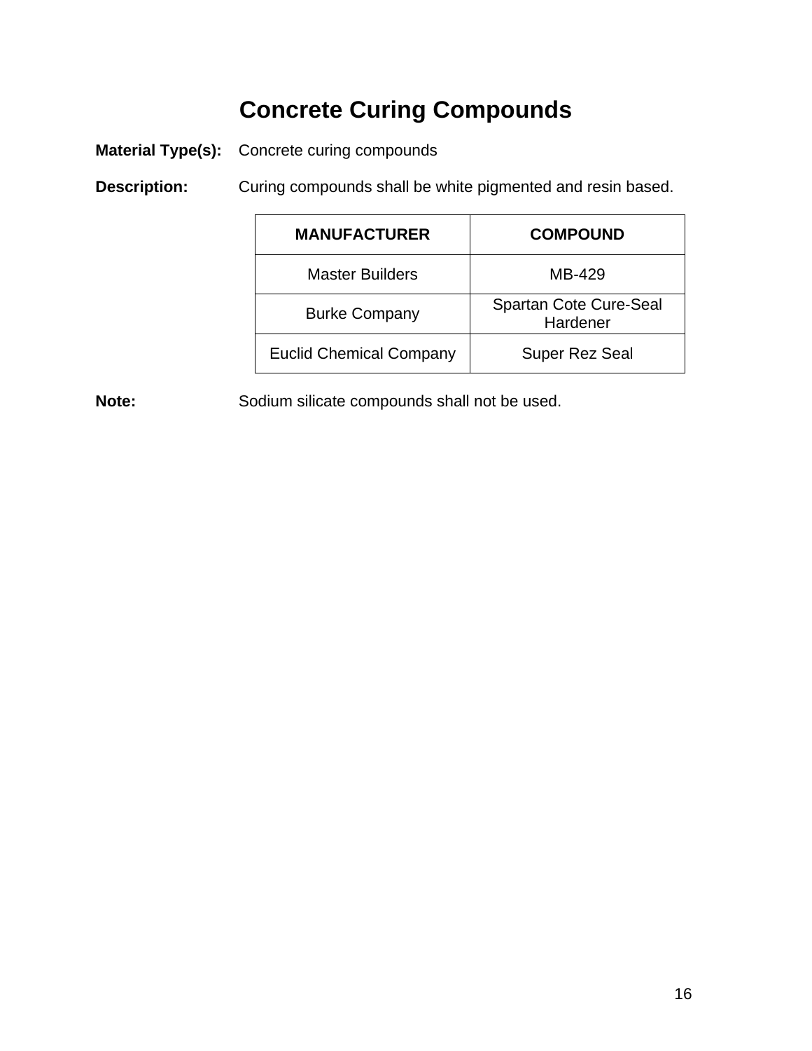# Concrete Curing Compounds

**Material Type(s):** Concrete curing compounds

**Description:** Curing compounds shall be white pigmented and resin based.

| MANUFACTURER | COMPOUND |
|---|---|
| Master Builders | MB-429 |
| Burke Company | Spartan Cote Cure-Seal Hardener |
| Euclid Chemical Company | Super Rez Seal |

**Note:** Sodium silicate compounds shall not be used.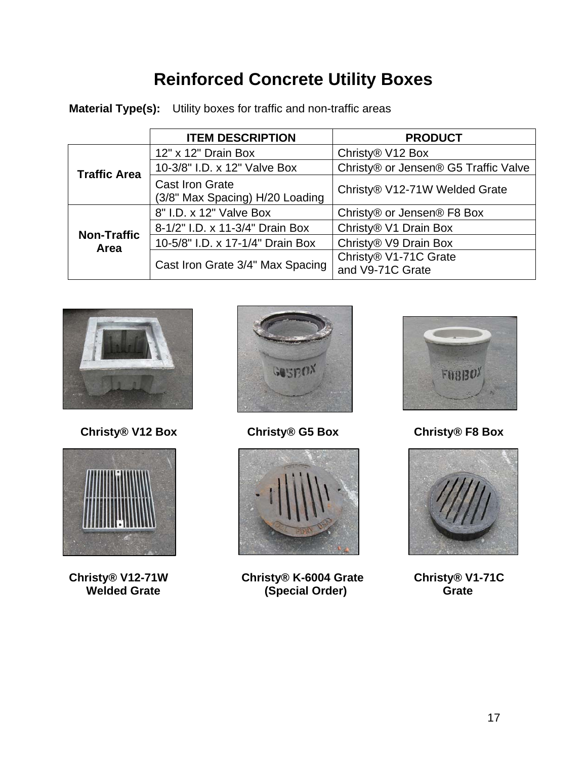# Reinforced Concrete Utility Boxes

**Material Type(s):** Utility boxes for traffic and non-traffic areas

| | ITEM DESCRIPTION | PRODUCT |
|---|---|---|
| **Traffic Area** | 12" x 12" Drain Box | Christy® V12 Box |
| | 10-3/8" I.D. x 12" Valve Box | Christy® or Jensen® G5 Traffic Valve |
| | Cast Iron Grate (3/8" Max Spacing) H/20 Loading | Christy® V12-71W Welded Grate |
| **Non-Traffic Area** | 8" I.D. x 12" Valve Box | Christy® or Jensen® F8 Box |
| | 8-1/2" I.D. x 11-3/4" Drain Box | Christy® V1 Drain Box |
| | 10-5/8" I.D. x 17-1/4" Drain Box | Christy® V9 Drain Box |
| | Cast Iron Grate 3/4" Max Spacing | Christy® V1-71C Grate and V9-71C Grate |

**Christy® V12 Box**

**Christy® G5 Box**

**Christy® F8 Box**

**Christy® V12-71W Welded Grate**

**Christy® K-6004 Grate (Special Order)**

**Christy® V1-71C Grate**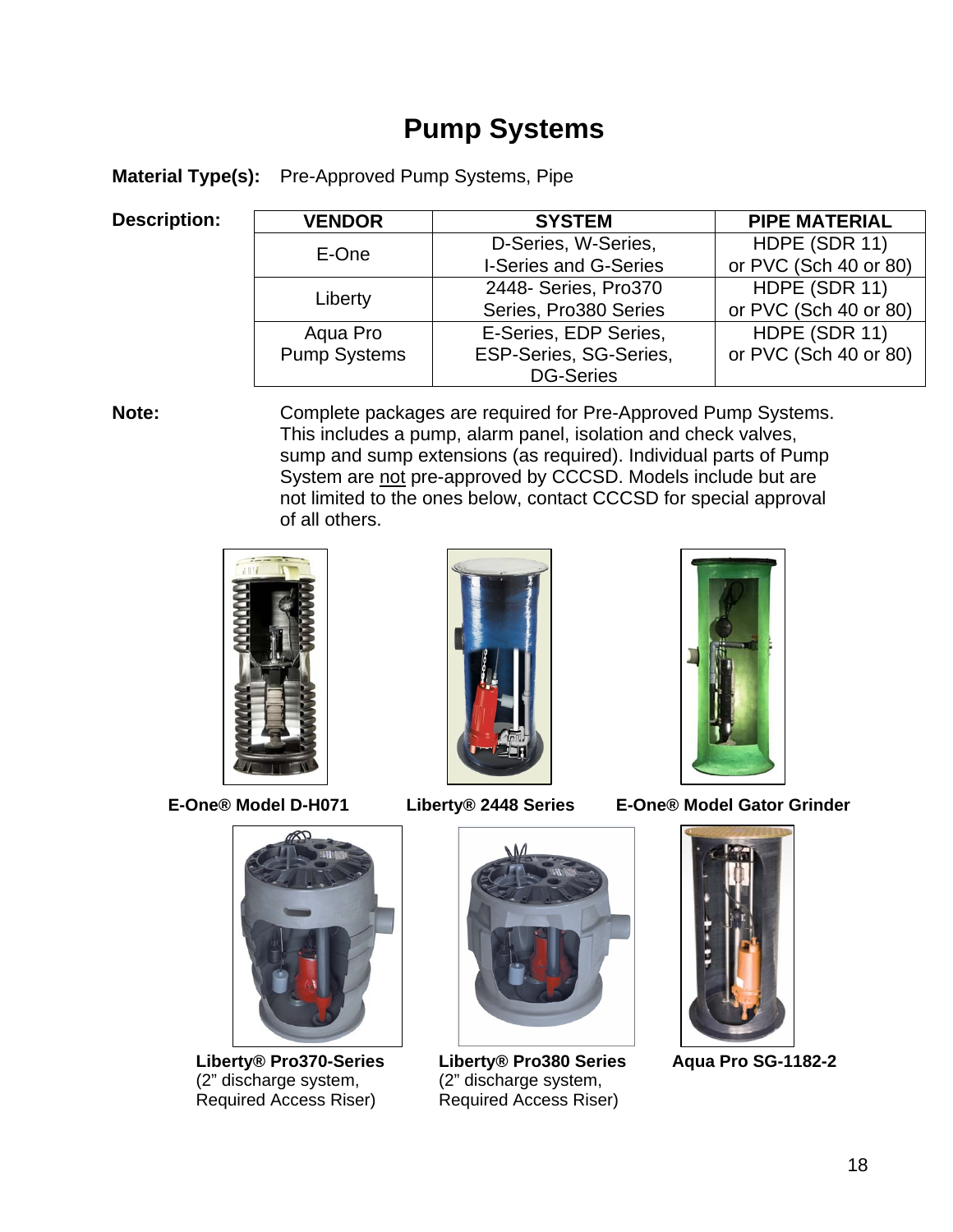# Pump Systems

**Material Type(s):** Pre-Approved Pump Systems, Pipe

**Description:**

| VENDOR | SYSTEM | PIPE MATERIAL |
|---|---|---|
| E-One | D-Series, W-Series, I-Series and G-Series | HDPE (SDR 11) or PVC (Sch 40 or 80) |
| Liberty | 2448- Series, Pro370 Series, Pro380 Series | HDPE (SDR 11) or PVC (Sch 40 or 80) |
| Aqua Pro Pump Systems | E-Series, EDP Series, ESP-Series, SG-Series, DG-Series | HDPE (SDR 11) or PVC (Sch 40 or 80) |

**Note:** Complete packages are required for Pre-Approved Pump Systems. This includes a pump, alarm panel, isolation and check valves, sump and sump extensions (as required). Individual parts of Pump System are not pre-approved by CCCSD. Models include but are not limited to the ones below, contact CCCSD for special approval of all others.

**E-One® Model D-H071**

**Liberty® 2448 Series**

**E-One® Model Gator Grinder**

**Liberty® Pro370-Series**
(2" discharge system, Required Access Riser)

**Liberty® Pro380 Series**
(2" discharge system, Required Access Riser)

**Aqua Pro SG-1182-2**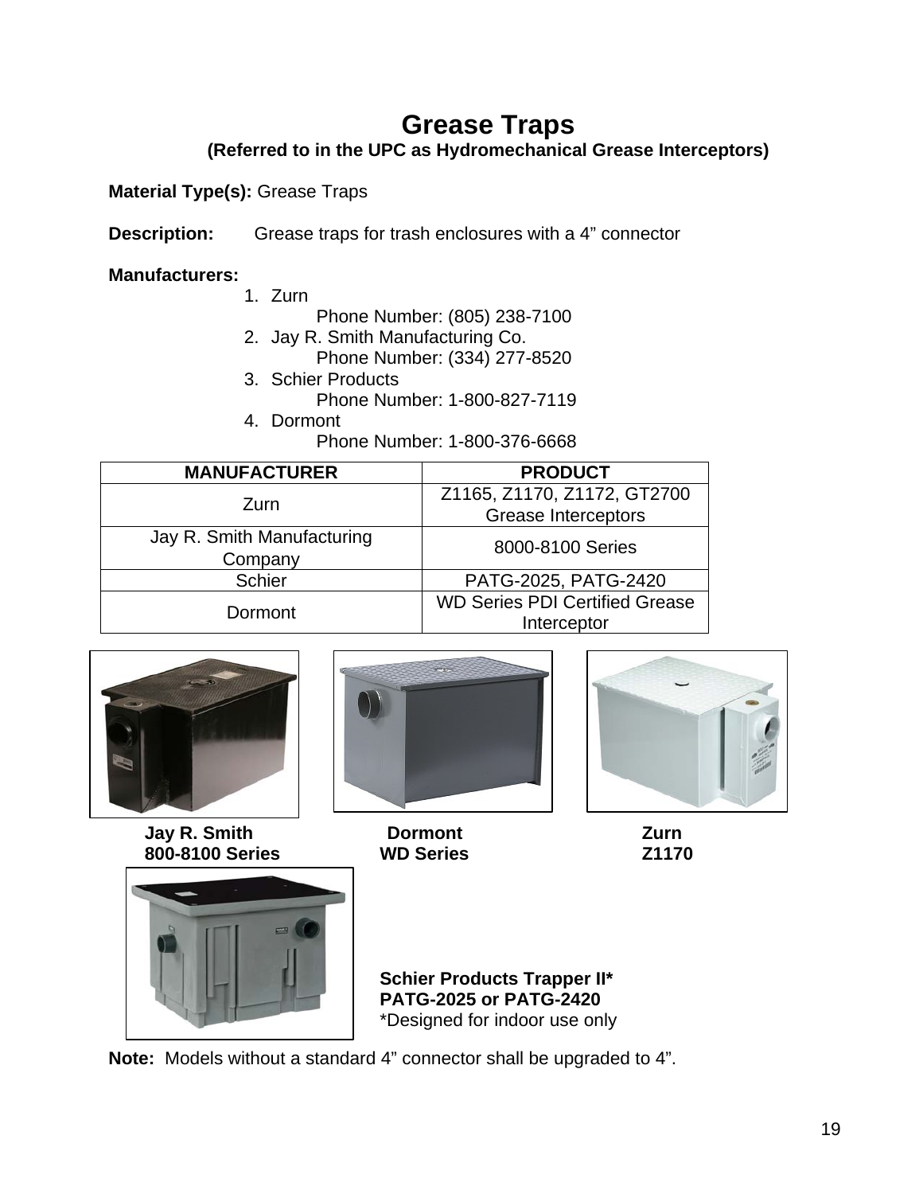# Grease Traps

**(Referred to in the UPC as Hydromechanical Grease Interceptors)**

**Material Type(s):** Grease Traps

**Description:** Grease traps for trash enclosures with a 4" connector

**Manufacturers:**

1. Zurn
   Phone Number: (805) 238-7100
2. Jay R. Smith Manufacturing Co.
   Phone Number: (334) 277-8520
3. Schier Products
   Phone Number: 1-800-827-7119
4. Dormont
   Phone Number: 1-800-376-6668

| MANUFACTURER | PRODUCT |
|---|---|
| Zurn | Z1165, Z1170, Z1172, GT2700 Grease Interceptors |
| Jay R. Smith Manufacturing Company | 8000-8100 Series |
| Schier | PATG-2025, PATG-2420 |
| Dormont | WD Series PDI Certified Grease Interceptor |

**Jay R. Smith**
**800-8100 Series**

**Dormont**
**WD Series**

**Zurn**
**Z1170**

**Schier Products Trapper II***
**PATG-2025 or PATG-2420**
*Designed for indoor use only

**Note:** Models without a standard 4" connector shall be upgraded to 4".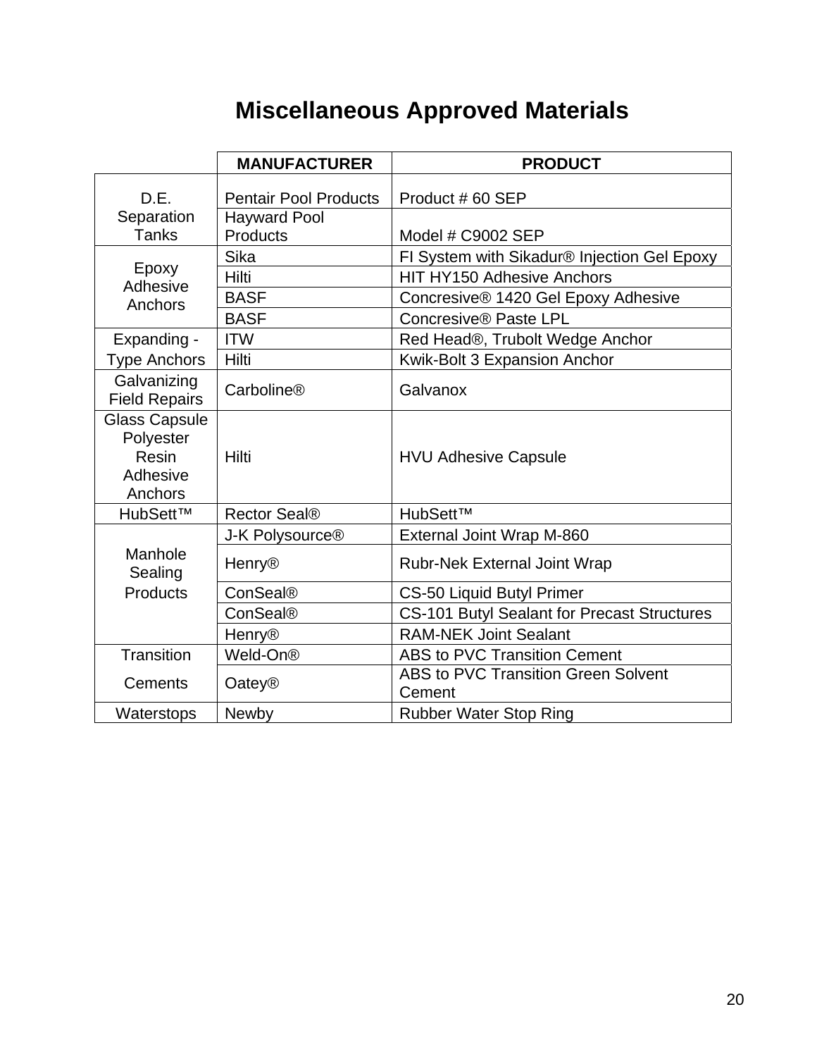# Miscellaneous Approved Materials

| | MANUFACTURER | PRODUCT |
|---|---|---|
| D.E. Separation Tanks | Pentair Pool Products | Product # 60 SEP |
| | Hayward Pool Products | Model # C9002 SEP |
| Epoxy Adhesive Anchors | Sika | FI System with Sikadur® Injection Gel Epoxy |
| | Hilti | HIT HY150 Adhesive Anchors |
| | BASF | Concresive® 1420 Gel Epoxy Adhesive |
| | BASF | Concresive® Paste LPL |
| Expanding - Type Anchors | ITW | Red Head®, Trubolt Wedge Anchor |
| | Hilti | Kwik-Bolt 3 Expansion Anchor |
| Galvanizing Field Repairs | Carboline® | Galvanox |
| Glass Capsule Polyester Resin Adhesive Anchors | Hilti | HVU Adhesive Capsule |
| HubSett™ | Rector Seal® | HubSett™ |
| Manhole Sealing Products | J-K Polysource® | External Joint Wrap M-860 |
| | Henry® | Rubr-Nek External Joint Wrap |
| | ConSeal® | CS-50 Liquid Butyl Primer |
| | ConSeal® | CS-101 Butyl Sealant for Precast Structures |
| | Henry® | RAM-NEK Joint Sealant |
| Transition Cements | Weld-On® | ABS to PVC Transition Cement |
| | Oatey® | ABS to PVC Transition Green Solvent Cement |
| Waterstops | Newby | Rubber Water Stop Ring |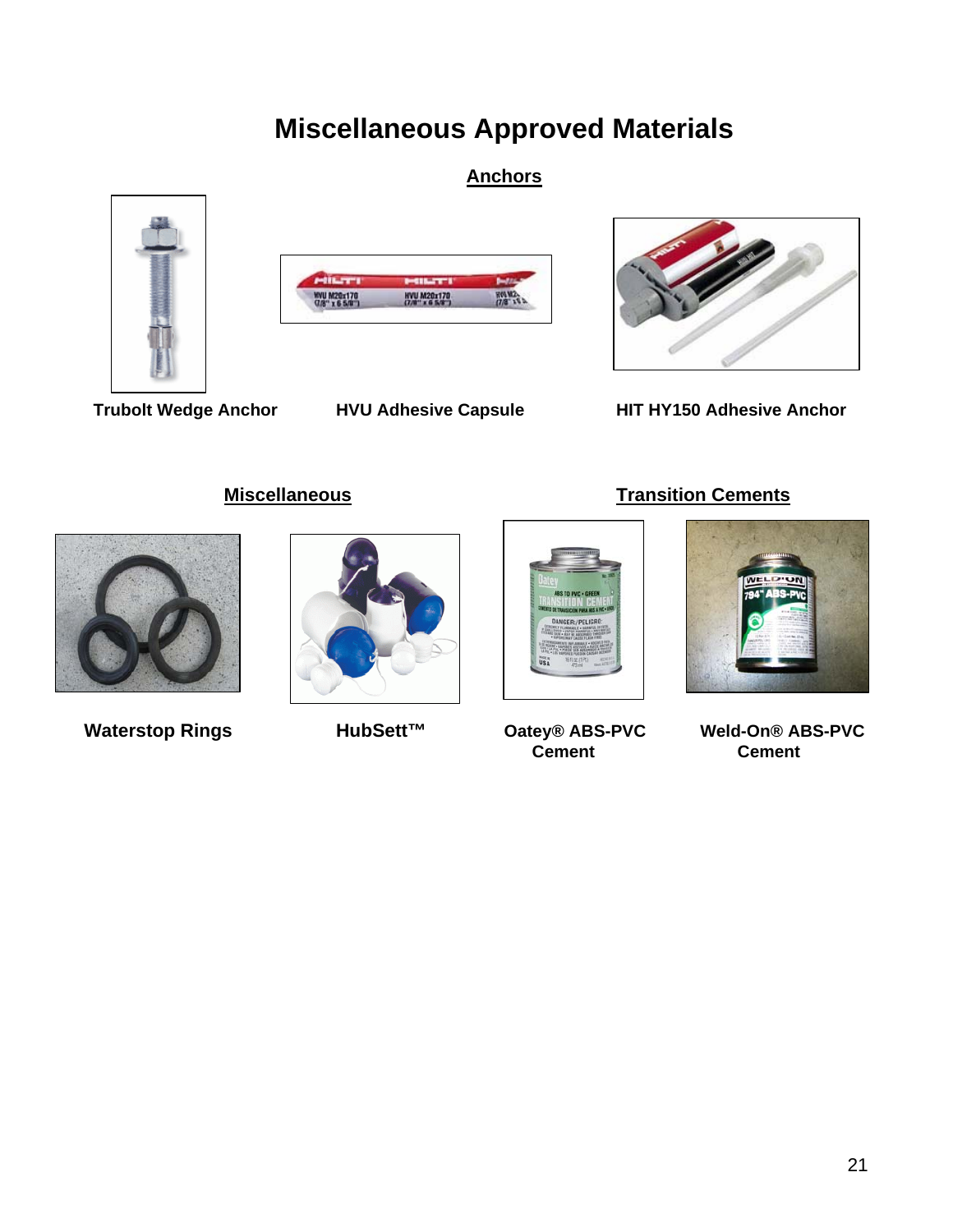# Miscellaneous Approved Materials

## Anchors

**Trubolt Wedge Anchor**

**HVU Adhesive Capsule**

**HIT HY150 Adhesive Anchor**

## Miscellaneous

**Waterstop Rings**

**HubSett™**

## Transition Cements

**Oatey® ABS-PVC Cement**

**Weld-On® ABS-PVC Cement**